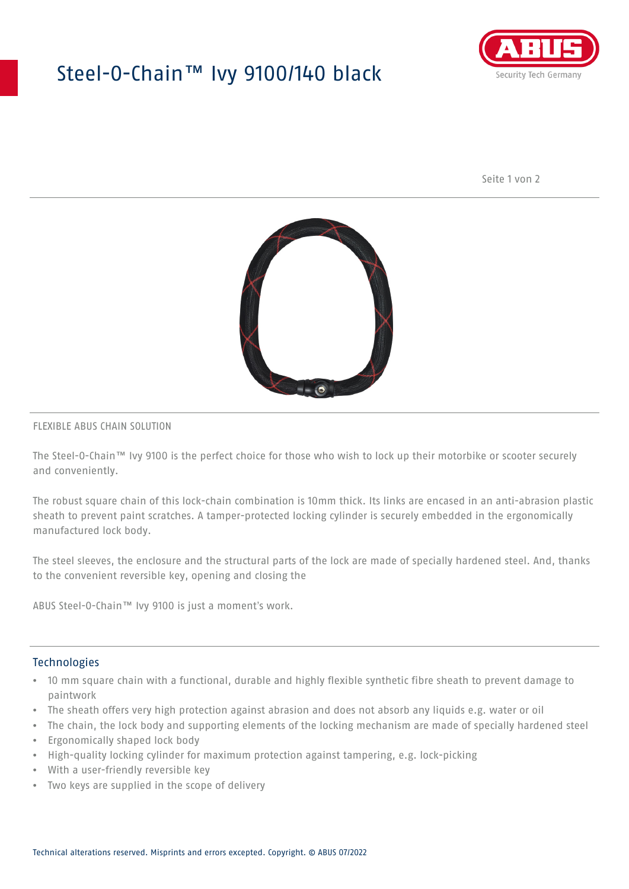# Steel-O-Chain™ Ivy 9100/140 black

ABUS
Security Tech Germany

FLEXIBLE ABUS CHAIN SOLUTION

The Steel-O-Chain™ Ivy 9100 is the perfect choice for those who wish to lock up their motorbike or scooter securely and conveniently.

The robust square chain of this lock-chain combination is 10mm thick. Its links are encased in an anti-abrasion plastic sheath to prevent paint scratches. A tamper-protected locking cylinder is securely embedded in the ergonomically manufactured lock body.

The steel sleeves, the enclosure and the structural parts of the lock are made of specially hardened steel. And, thanks to the convenient reversible key, opening and closing the

ABUS Steel-O-Chain™ Ivy 9100 is just a moment's work.

## Technologies

- 10 mm square chain with a functional, durable and highly flexible synthetic fibre sheath to prevent damage to paintwork
- The sheath offers very high protection against abrasion and does not absorb any liquids e.g. water or oil
- The chain, the lock body and supporting elements of the locking mechanism are made of specially hardened steel
- Ergonomically shaped lock body
- High-quality locking cylinder for maximum protection against tampering, e.g. lock-picking
- With a user-friendly reversible key
- Two keys are supplied in the scope of delivery

Technical alterations reserved. Misprints and errors excepted. Copyright. © ABUS 07/2022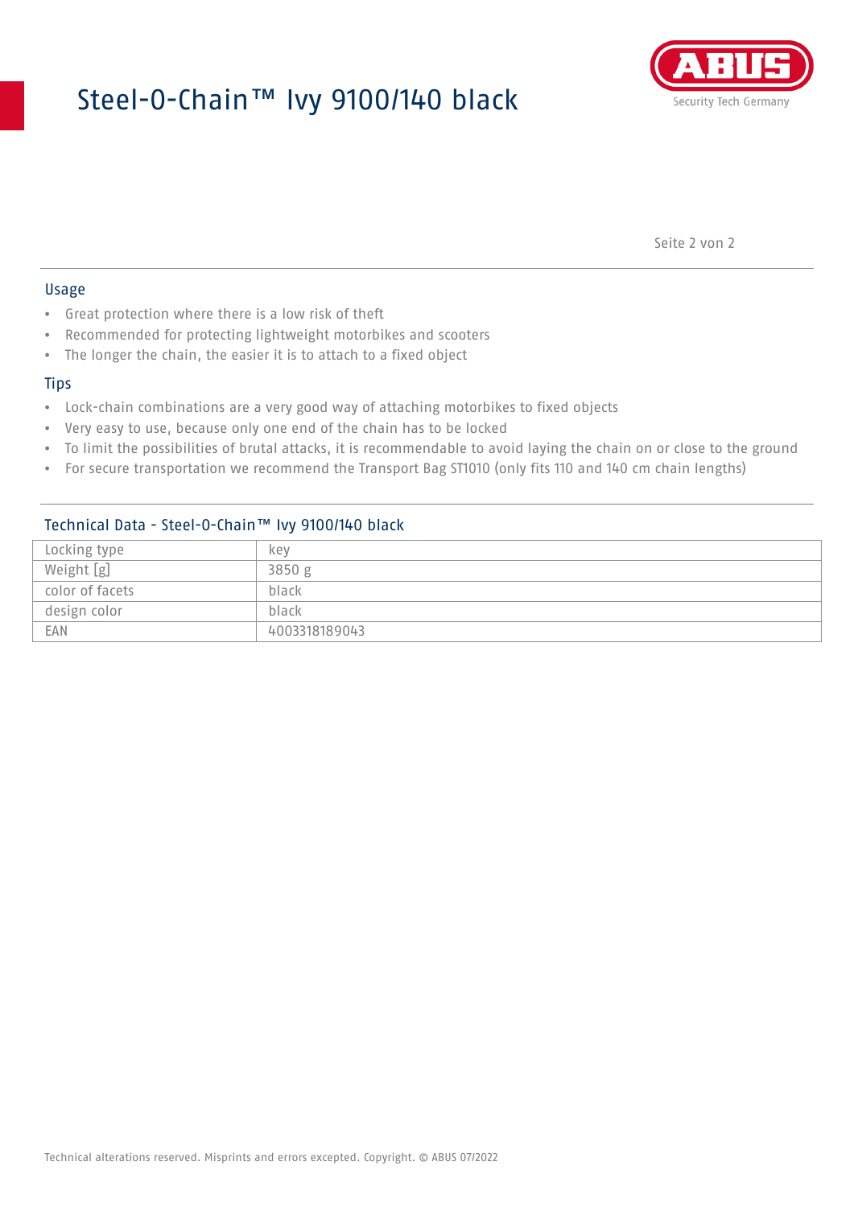# Steel-O-Chain™ Ivy 9100/140 black

## Usage

- Great protection where there is a low risk of theft
- Recommended for protecting lightweight motorbikes and scooters
- The longer the chain, the easier it is to attach to a fixed object

## Tips

- Lock-chain combinations are a very good way of attaching motorbikes to fixed objects
- Very easy to use, because only one end of the chain has to be locked
- To limit the possibilities of brutal attacks, it is recommendable to avoid laying the chain on or close to the ground
- For secure transportation we recommend the Transport Bag ST1010 (only fits 110 and 140 cm chain lengths)

## Technical Data - Steel-O-Chain™ Ivy 9100/140 black

| | |
|---|---|
| Locking type | key |
| Weight [g] | 3850 g |
| color of facets | black |
| design color | black |
| EAN | 4003318189043 |

Technical alterations reserved. Misprints and errors excepted. Copyright. © ABUS 07/2022